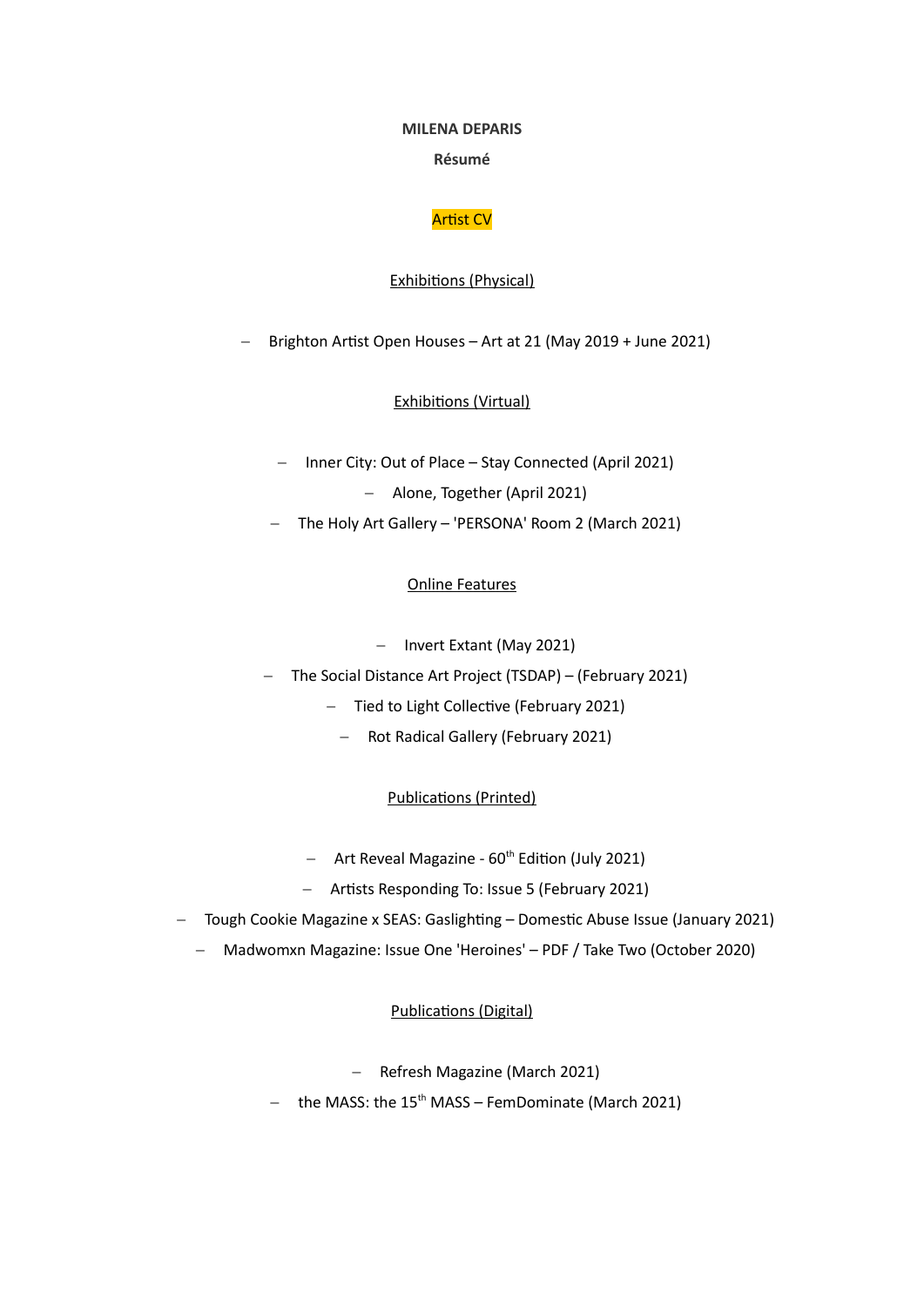**MILENA DEPARIS**

**Résumé**

Artist CV

Exhibitions (Physical)

- Brighton Artist Open Houses – Art at 21 (May 2019 + June 2021)

Exhibitions (Virtual)

- Inner City: Out of Place – Stay Connected (April 2021)
- Alone, Together (April 2021)
- The Holy Art Gallery – 'PERSONA' Room 2 (March 2021)

Online Features

- Invert Extant (May 2021)
- The Social Distance Art Project (TSDAP) – (February 2021)
- Tied to Light Collective (February 2021)
- Rot Radical Gallery (February 2021)

Publications (Printed)

- Art Reveal Magazine - 60th Edition (July 2021)
- Artists Responding To: Issue 5 (February 2021)
- Tough Cookie Magazine x SEAS: Gaslighting – Domestic Abuse Issue (January 2021)
- Madwomxn Magazine: Issue One 'Heroines' – PDF / Take Two (October 2020)

Publications (Digital)

- Refresh Magazine (March 2021)
- the MASS: the 15th MASS – FemDominate (March 2021)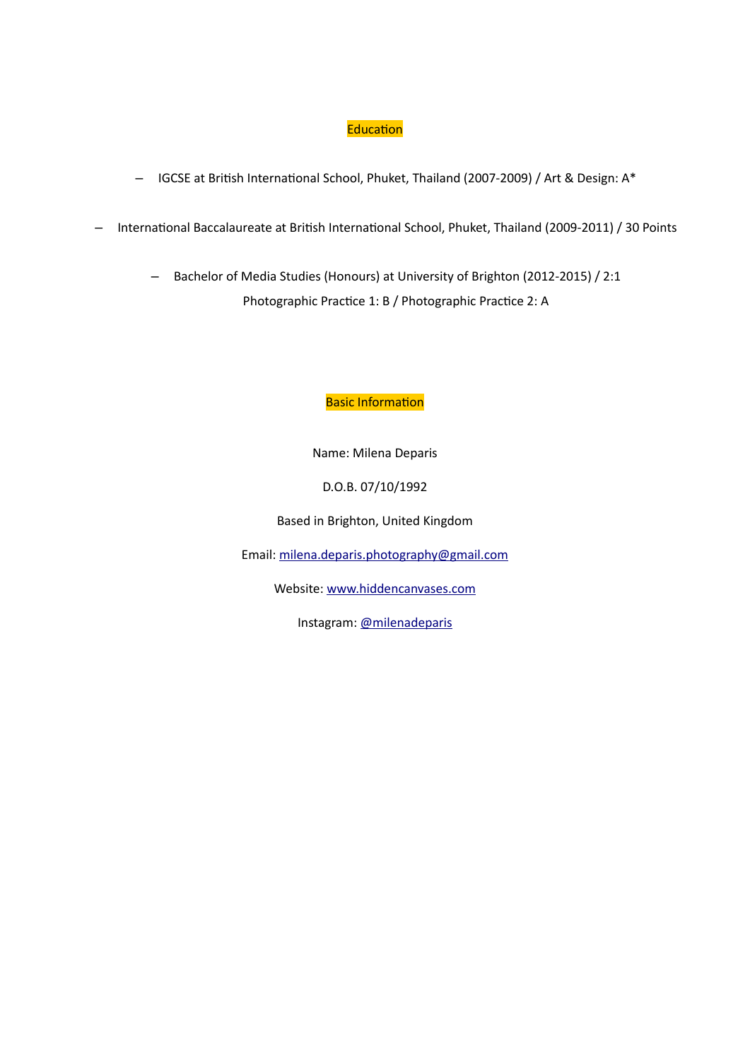## Education

- IGCSE at British International School, Phuket, Thailand (2007-2009) / Art & Design: A*
- International Baccalaureate at British International School, Phuket, Thailand (2009-2011) / 30 Points
- Bachelor of Media Studies (Honours) at University of Brighton (2012-2015) / 2:1
  Photographic Practice 1: B / Photographic Practice 2: A

## Basic Information

Name: Milena Deparis

D.O.B. 07/10/1992

Based in Brighton, United Kingdom

Email: milena.deparis.photography@gmail.com

Website: www.hiddencanvases.com

Instagram: @milenadeparis